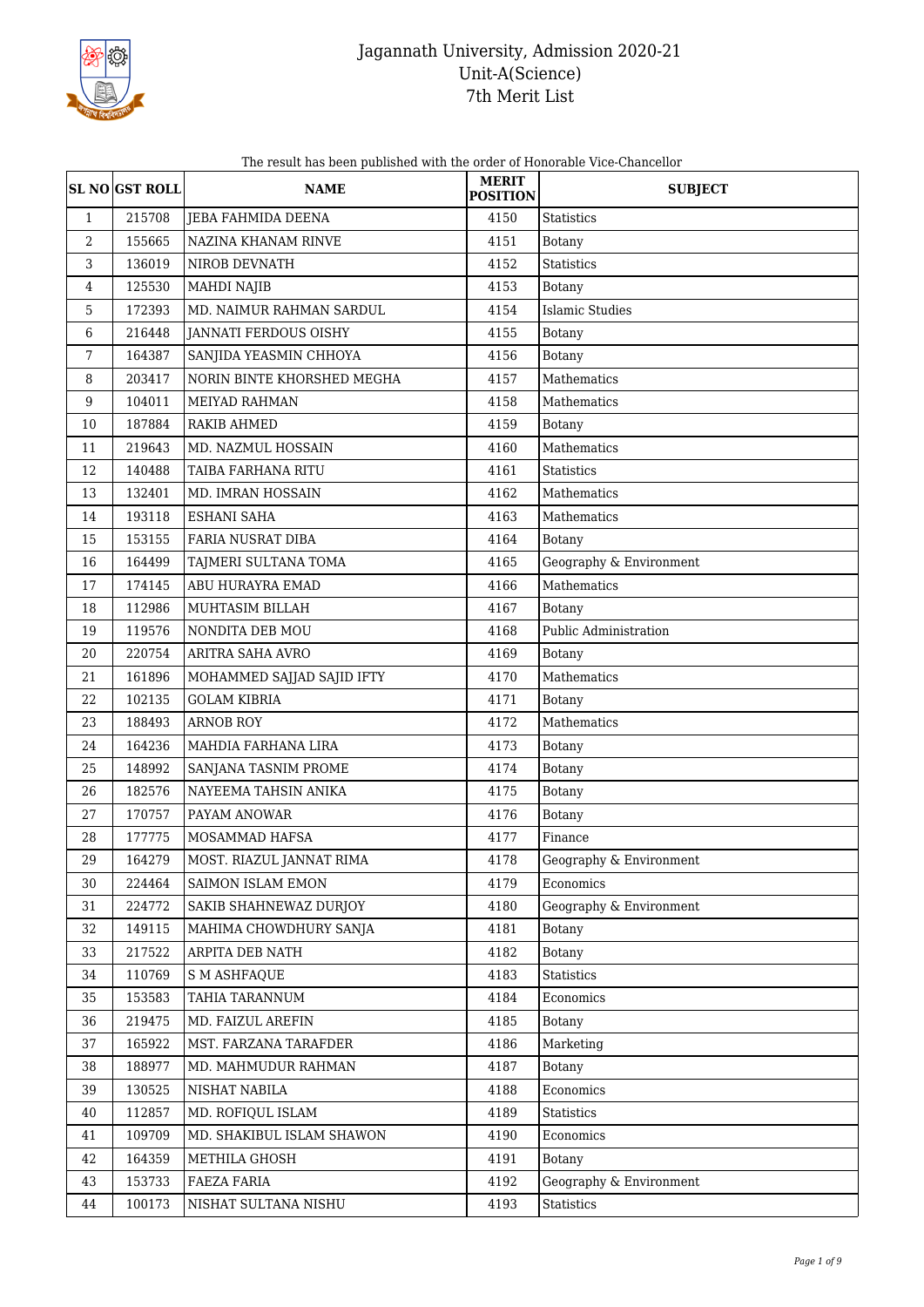# Jagannath University, Admission 2020-21
## Unit-A(Science)
## 7th Merit List

The result has been published with the order of Honorable Vice-Chancellor

| SL NO | GST ROLL | NAME | MERIT POSITION | SUBJECT |
|---|---|---|---|---|
| 1 | 215708 | JEBA FAHMIDA DEENA | 4150 | Statistics |
| 2 | 155665 | NAZINA KHANAM RINVE | 4151 | Botany |
| 3 | 136019 | NIROB DEVNATH | 4152 | Statistics |
| 4 | 125530 | MAHDI NAJIB | 4153 | Botany |
| 5 | 172393 | MD. NAIMUR RAHMAN SARDUL | 4154 | Islamic Studies |
| 6 | 216448 | JANNATI FERDOUS OISHY | 4155 | Botany |
| 7 | 164387 | SANJIDA YEASMIN CHHOYA | 4156 | Botany |
| 8 | 203417 | NORIN BINTE KHORSHED MEGHA | 4157 | Mathematics |
| 9 | 104011 | MEIYAD RAHMAN | 4158 | Mathematics |
| 10 | 187884 | RAKIB AHMED | 4159 | Botany |
| 11 | 219643 | MD. NAZMUL HOSSAIN | 4160 | Mathematics |
| 12 | 140488 | TAIBA FARHANA RITU | 4161 | Statistics |
| 13 | 132401 | MD. IMRAN HOSSAIN | 4162 | Mathematics |
| 14 | 193118 | ESHANI SAHA | 4163 | Mathematics |
| 15 | 153155 | FARIA NUSRAT DIBA | 4164 | Botany |
| 16 | 164499 | TAJMERI SULTANA TOMA | 4165 | Geography & Environment |
| 17 | 174145 | ABU HURAYRA EMAD | 4166 | Mathematics |
| 18 | 112986 | MUHTASIM BILLAH | 4167 | Botany |
| 19 | 119576 | NONDITA DEB MOU | 4168 | Public Administration |
| 20 | 220754 | ARITRA SAHA AVRO | 4169 | Botany |
| 21 | 161896 | MOHAMMED SAJJAD SAJID IFTY | 4170 | Mathematics |
| 22 | 102135 | GOLAM KIBRIA | 4171 | Botany |
| 23 | 188493 | ARNOB ROY | 4172 | Mathematics |
| 24 | 164236 | MAHDIA FARHANA LIRA | 4173 | Botany |
| 25 | 148992 | SANJANA TASNIM PROME | 4174 | Botany |
| 26 | 182576 | NAYEEMA TAHSIN ANIKA | 4175 | Botany |
| 27 | 170757 | PAYAM ANOWAR | 4176 | Botany |
| 28 | 177775 | MOSAMMAD HAFSA | 4177 | Finance |
| 29 | 164279 | MOST. RIAZUL JANNAT RIMA | 4178 | Geography & Environment |
| 30 | 224464 | SAIMON ISLAM EMON | 4179 | Economics |
| 31 | 224772 | SAKIB SHAHNEWAZ DURJOY | 4180 | Geography & Environment |
| 32 | 149115 | MAHIMA CHOWDHURY SANJA | 4181 | Botany |
| 33 | 217522 | ARPITA DEB NATH | 4182 | Botany |
| 34 | 110769 | S M ASHFAQUE | 4183 | Statistics |
| 35 | 153583 | TAHIA TARANNUM | 4184 | Economics |
| 36 | 219475 | MD. FAIZUL AREFIN | 4185 | Botany |
| 37 | 165922 | MST. FARZANA TARAFDER | 4186 | Marketing |
| 38 | 188977 | MD. MAHMUDUR RAHMAN | 4187 | Botany |
| 39 | 130525 | NISHAT NABILA | 4188 | Economics |
| 40 | 112857 | MD. ROFIQUL ISLAM | 4189 | Statistics |
| 41 | 109709 | MD. SHAKIBUL ISLAM SHAWON | 4190 | Economics |
| 42 | 164359 | METHILA GHOSH | 4191 | Botany |
| 43 | 153733 | FAEZA FARIA | 4192 | Geography & Environment |
| 44 | 100173 | NISHAT SULTANA NISHU | 4193 | Statistics |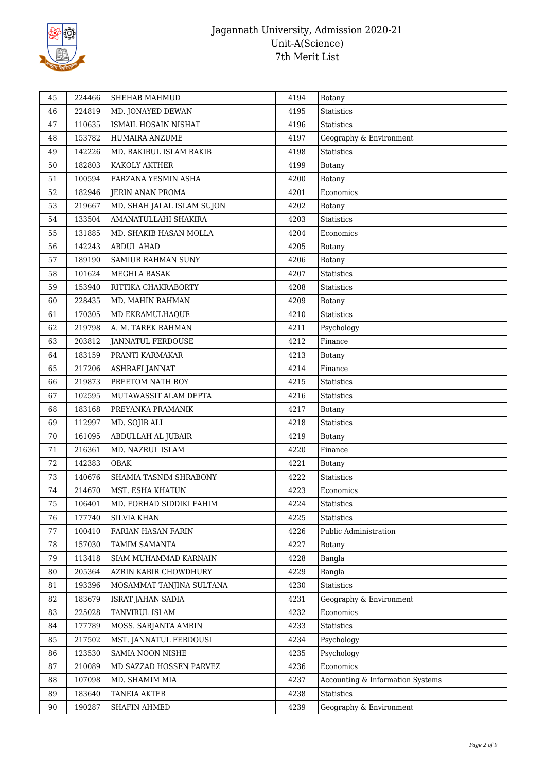| 45 | 224466 | SHEHAB MAHMUD | 4194 | Botany |
|---|---|---|---|---|
| 46 | 224819 | MD. JONAYED DEWAN | 4195 | Statistics |
| 47 | 110635 | ISMAIL HOSAIN NISHAT | 4196 | Statistics |
| 48 | 153782 | HUMAIRA ANZUME | 4197 | Geography & Environment |
| 49 | 142226 | MD. RAKIBUL ISLAM RAKIB | 4198 | Statistics |
| 50 | 182803 | KAKOLY AKTHER | 4199 | Botany |
| 51 | 100594 | FARZANA YESMIN ASHA | 4200 | Botany |
| 52 | 182946 | JERIN ANAN PROMA | 4201 | Economics |
| 53 | 219667 | MD. SHAH JALAL ISLAM SUJON | 4202 | Botany |
| 54 | 133504 | AMANATULLAHI SHAKIRA | 4203 | Statistics |
| 55 | 131885 | MD. SHAKIB HASAN MOLLA | 4204 | Economics |
| 56 | 142243 | ABDUL AHAD | 4205 | Botany |
| 57 | 189190 | SAMIUR RAHMAN SUNY | 4206 | Botany |
| 58 | 101624 | MEGHLA BASAK | 4207 | Statistics |
| 59 | 153940 | RITTIKA CHAKRABORTY | 4208 | Statistics |
| 60 | 228435 | MD. MAHIN RAHMAN | 4209 | Botany |
| 61 | 170305 | MD EKRAMULHAQUE | 4210 | Statistics |
| 62 | 219798 | A. M. TAREK RAHMAN | 4211 | Psychology |
| 63 | 203812 | JANNATUL FERDOUSE | 4212 | Finance |
| 64 | 183159 | PRANTI KARMAKAR | 4213 | Botany |
| 65 | 217206 | ASHRAFI JANNAT | 4214 | Finance |
| 66 | 219873 | PREETOM NATH ROY | 4215 | Statistics |
| 67 | 102595 | MUTAWASSIT ALAM DEPTA | 4216 | Statistics |
| 68 | 183168 | PREYANKA PRAMANIK | 4217 | Botany |
| 69 | 112997 | MD. SOJIB ALI | 4218 | Statistics |
| 70 | 161095 | ABDULLAH AL JUBAIR | 4219 | Botany |
| 71 | 216361 | MD. NAZRUL ISLAM | 4220 | Finance |
| 72 | 142383 | OBAK | 4221 | Botany |
| 73 | 140676 | SHAMIA TASNIM SHRABONY | 4222 | Statistics |
| 74 | 214670 | MST. ESHA KHATUN | 4223 | Economics |
| 75 | 106401 | MD. FORHAD SIDDIKI FAHIM | 4224 | Statistics |
| 76 | 177740 | SILVIA KHAN | 4225 | Statistics |
| 77 | 100410 | FARIAN HASAN FARIN | 4226 | Public Administration |
| 78 | 157030 | TAMIM SAMANTA | 4227 | Botany |
| 79 | 113418 | SIAM MUHAMMAD KARNAIN | 4228 | Bangla |
| 80 | 205364 | AZRIN KABIR CHOWDHURY | 4229 | Bangla |
| 81 | 193396 | MOSAMMAT TANJINA SULTANA | 4230 | Statistics |
| 82 | 183679 | ISRAT JAHAN SADIA | 4231 | Geography & Environment |
| 83 | 225028 | TANVIRUL ISLAM | 4232 | Economics |
| 84 | 177789 | MOSS. SABJANTA AMRIN | 4233 | Statistics |
| 85 | 217502 | MST. JANNATUL FERDOUSI | 4234 | Psychology |
| 86 | 123530 | SAMIA NOON NISHE | 4235 | Psychology |
| 87 | 210089 | MD SAZZAD HOSSEN PARVEZ | 4236 | Economics |
| 88 | 107098 | MD. SHAMIM MIA | 4237 | Accounting & Information Systems |
| 89 | 183640 | TANEIA AKTER | 4238 | Statistics |
| 90 | 190287 | SHAFIN AHMED | 4239 | Geography & Environment |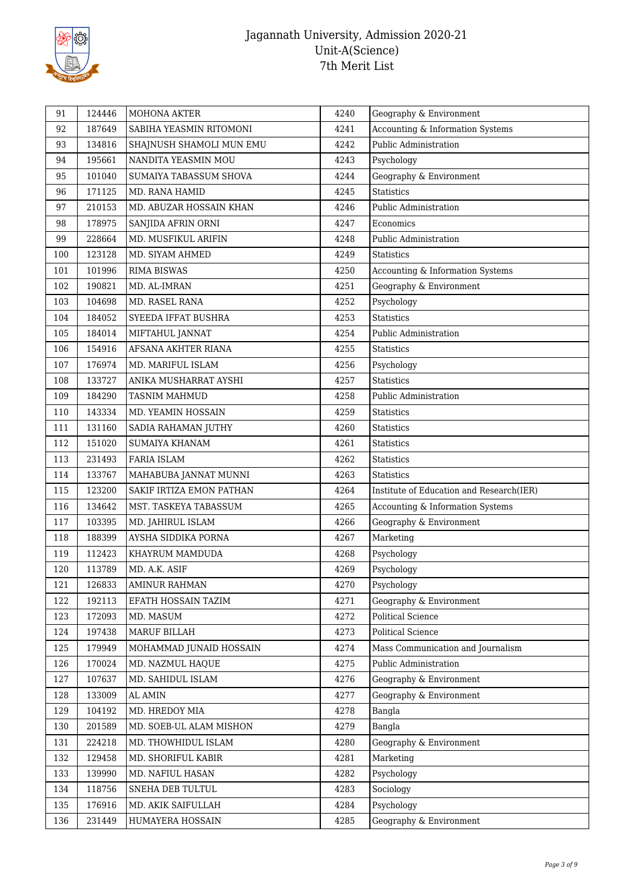# Jagannath University, Admission 2020-21
## Unit-A(Science)
## 7th Merit List

| 91 | 124446 | MOHONA AKTER | 4240 | Geography & Environment |
|---|---|---|---|---|
| 92 | 187649 | SABIHA YEASMIN RITOMONI | 4241 | Accounting & Information Systems |
| 93 | 134816 | SHAJNUSH SHAMOLI MUN EMU | 4242 | Public Administration |
| 94 | 195661 | NANDITA YEASMIN MOU | 4243 | Psychology |
| 95 | 101040 | SUMAIYA TABASSUM SHOVA | 4244 | Geography & Environment |
| 96 | 171125 | MD. RANA HAMID | 4245 | Statistics |
| 97 | 210153 | MD. ABUZAR HOSSAIN KHAN | 4246 | Public Administration |
| 98 | 178975 | SANJIDA AFRIN ORNI | 4247 | Economics |
| 99 | 228664 | MD. MUSFIKUL ARIFIN | 4248 | Public Administration |
| 100 | 123128 | MD. SIYAM AHMED | 4249 | Statistics |
| 101 | 101996 | RIMA BISWAS | 4250 | Accounting & Information Systems |
| 102 | 190821 | MD. AL-IMRAN | 4251 | Geography & Environment |
| 103 | 104698 | MD. RASEL RANA | 4252 | Psychology |
| 104 | 184052 | SYEEDA IFFAT BUSHRA | 4253 | Statistics |
| 105 | 184014 | MIFTAHUL JANNAT | 4254 | Public Administration |
| 106 | 154916 | AFSANA AKHTER RIANA | 4255 | Statistics |
| 107 | 176974 | MD. MARIFUL ISLAM | 4256 | Psychology |
| 108 | 133727 | ANIKA MUSHARRAT AYSHI | 4257 | Statistics |
| 109 | 184290 | TASNIM MAHMUD | 4258 | Public Administration |
| 110 | 143334 | MD. YEAMIN HOSSAIN | 4259 | Statistics |
| 111 | 131160 | SADIA RAHAMAN JUTHY | 4260 | Statistics |
| 112 | 151020 | SUMAIYA KHANAM | 4261 | Statistics |
| 113 | 231493 | FARIA ISLAM | 4262 | Statistics |
| 114 | 133767 | MAHABUBA JANNAT MUNNI | 4263 | Statistics |
| 115 | 123200 | SAKIF IRTIZA EMON PATHAN | 4264 | Institute of Education and Research(IER) |
| 116 | 134642 | MST. TASKEYA TABASSUM | 4265 | Accounting & Information Systems |
| 117 | 103395 | MD. JAHIRUL ISLAM | 4266 | Geography & Environment |
| 118 | 188399 | AYSHA SIDDIKA PORNA | 4267 | Marketing |
| 119 | 112423 | KHAYRUM MAMDUDA | 4268 | Psychology |
| 120 | 113789 | MD. A.K. ASIF | 4269 | Psychology |
| 121 | 126833 | AMINUR RAHMAN | 4270 | Psychology |
| 122 | 192113 | EFATH HOSSAIN TAZIM | 4271 | Geography & Environment |
| 123 | 172093 | MD. MASUM | 4272 | Political Science |
| 124 | 197438 | MARUF BILLAH | 4273 | Political Science |
| 125 | 179949 | MOHAMMAD JUNAID HOSSAIN | 4274 | Mass Communication and Journalism |
| 126 | 170024 | MD. NAZMUL HAQUE | 4275 | Public Administration |
| 127 | 107637 | MD. SAHIDUL ISLAM | 4276 | Geography & Environment |
| 128 | 133009 | AL AMIN | 4277 | Geography & Environment |
| 129 | 104192 | MD. HREDOY MIA | 4278 | Bangla |
| 130 | 201589 | MD. SOEB-UL ALAM MISHON | 4279 | Bangla |
| 131 | 224218 | MD. THOWHIDUL ISLAM | 4280 | Geography & Environment |
| 132 | 129458 | MD. SHORIFUL KABIR | 4281 | Marketing |
| 133 | 139990 | MD. NAFIUL HASAN | 4282 | Psychology |
| 134 | 118756 | SNEHA DEB TULTUL | 4283 | Sociology |
| 135 | 176916 | MD. AKIK SAIFULLAH | 4284 | Psychology |
| 136 | 231449 | HUMAYERA HOSSAIN | 4285 | Geography & Environment |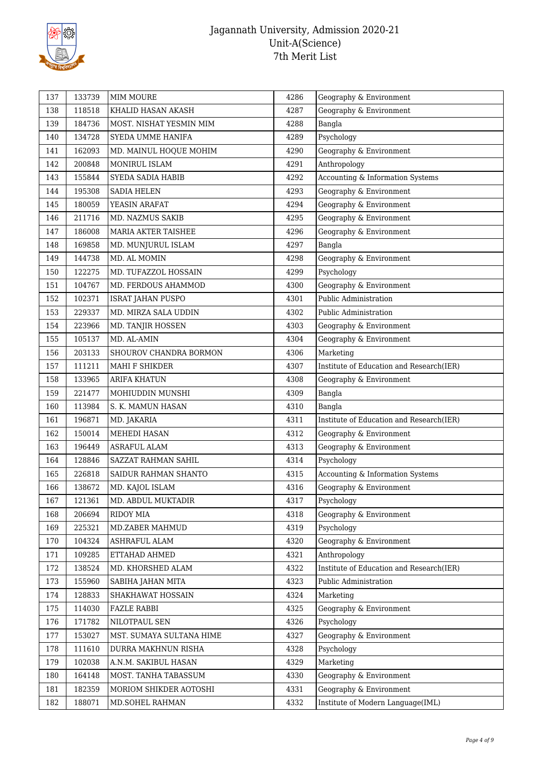# Jagannath University, Admission 2020-21
## Unit-A(Science)
## 7th Merit List

| 137 | 133739 | MIM MOURE | 4286 | Geography & Environment |
|---|---|---|---|---|
| 138 | 118518 | KHALID HASAN AKASH | 4287 | Geography & Environment |
| 139 | 184736 | MOST. NISHAT YESMIN MIM | 4288 | Bangla |
| 140 | 134728 | SYEDA UMME HANIFA | 4289 | Psychology |
| 141 | 162093 | MD. MAINUL HOQUE MOHIM | 4290 | Geography & Environment |
| 142 | 200848 | MONIRUL ISLAM | 4291 | Anthropology |
| 143 | 155844 | SYEDA SADIA HABIB | 4292 | Accounting & Information Systems |
| 144 | 195308 | SADIA HELEN | 4293 | Geography & Environment |
| 145 | 180059 | YEASIN ARAFAT | 4294 | Geography & Environment |
| 146 | 211716 | MD. NAZMUS SAKIB | 4295 | Geography & Environment |
| 147 | 186008 | MARIA AKTER TAISHEE | 4296 | Geography & Environment |
| 148 | 169858 | MD. MUNJURUL ISLAM | 4297 | Bangla |
| 149 | 144738 | MD. AL MOMIN | 4298 | Geography & Environment |
| 150 | 122275 | MD. TUFAZZOL HOSSAIN | 4299 | Psychology |
| 151 | 104767 | MD. FERDOUS AHAMMOD | 4300 | Geography & Environment |
| 152 | 102371 | ISRAT JAHAN PUSPO | 4301 | Public Administration |
| 153 | 229337 | MD. MIRZA SALA UDDIN | 4302 | Public Administration |
| 154 | 223966 | MD. TANJIR HOSSEN | 4303 | Geography & Environment |
| 155 | 105137 | MD. AL-AMIN | 4304 | Geography & Environment |
| 156 | 203133 | SHOUROV CHANDRA BORMON | 4306 | Marketing |
| 157 | 111211 | MAHI F SHIKDER | 4307 | Institute of Education and Research(IER) |
| 158 | 133965 | ARIFA KHATUN | 4308 | Geography & Environment |
| 159 | 221477 | MOHIUDDIN MUNSHI | 4309 | Bangla |
| 160 | 113984 | S. K. MAMUN HASAN | 4310 | Bangla |
| 161 | 196871 | MD. JAKARIA | 4311 | Institute of Education and Research(IER) |
| 162 | 150014 | MEHEDI HASAN | 4312 | Geography & Environment |
| 163 | 196449 | ASRAFUL ALAM | 4313 | Geography & Environment |
| 164 | 128846 | SAZZAT RAHMAN SAHIL | 4314 | Psychology |
| 165 | 226818 | SAIDUR RAHMAN SHANTO | 4315 | Accounting & Information Systems |
| 166 | 138672 | MD. KAJOL ISLAM | 4316 | Geography & Environment |
| 167 | 121361 | MD. ABDUL MUKTADIR | 4317 | Psychology |
| 168 | 206694 | RIDOY MIA | 4318 | Geography & Environment |
| 169 | 225321 | MD.ZABER MAHMUD | 4319 | Psychology |
| 170 | 104324 | ASHRAFUL ALAM | 4320 | Geography & Environment |
| 171 | 109285 | ETTAHAD AHMED | 4321 | Anthropology |
| 172 | 138524 | MD. KHORSHED ALAM | 4322 | Institute of Education and Research(IER) |
| 173 | 155960 | SABIHA JAHAN MITA | 4323 | Public Administration |
| 174 | 128833 | SHAKHAWAT HOSSAIN | 4324 | Marketing |
| 175 | 114030 | FAZLE RABBI | 4325 | Geography & Environment |
| 176 | 171782 | NILOTPAUL SEN | 4326 | Psychology |
| 177 | 153027 | MST. SUMAYA SULTANA HIME | 4327 | Geography & Environment |
| 178 | 111610 | DURRA MAKHNUN RISHA | 4328 | Psychology |
| 179 | 102038 | A.N.M. SAKIBUL HASAN | 4329 | Marketing |
| 180 | 164148 | MOST. TANHA TABASSUM | 4330 | Geography & Environment |
| 181 | 182359 | MORIOM SHIKDER AOTOSHI | 4331 | Geography & Environment |
| 182 | 188071 | MD.SOHEL RAHMAN | 4332 | Institute of Modern Language(IML) |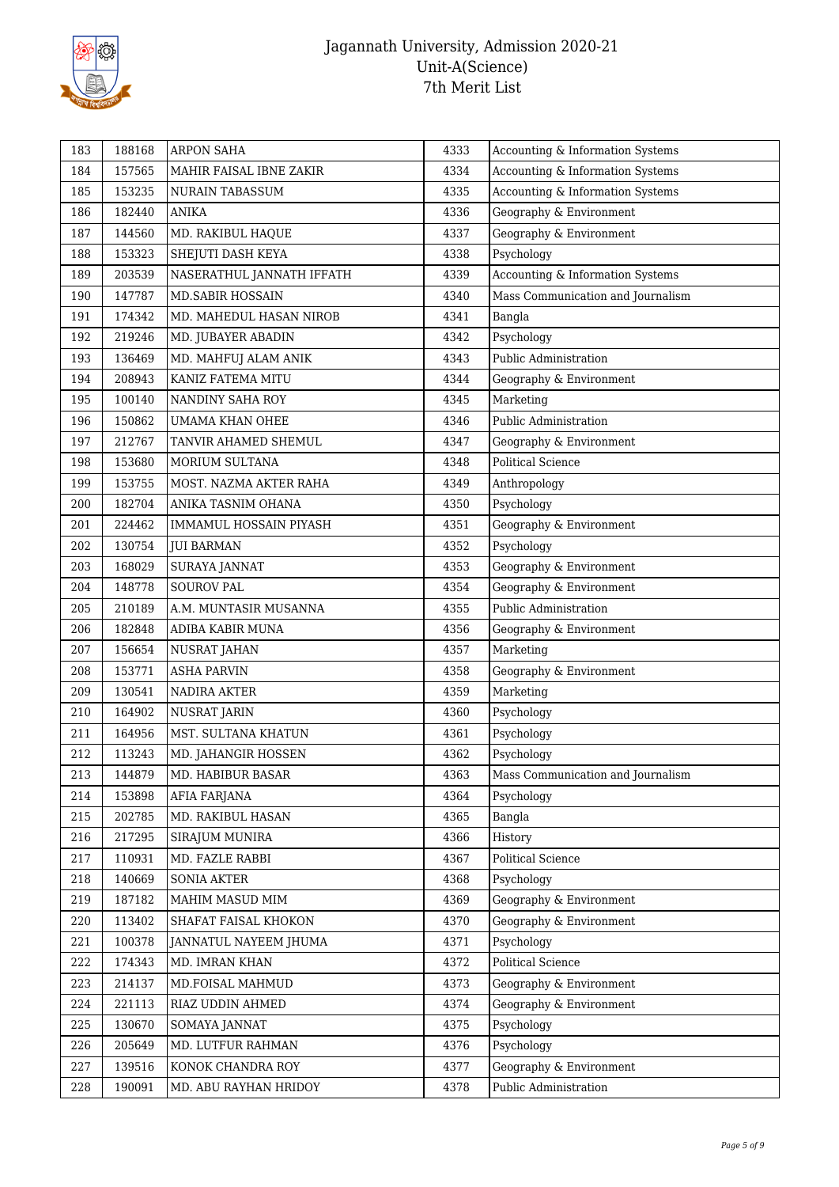| 183 | 188168 | ARPON SAHA | 4333 | Accounting & Information Systems |
|---|---|---|---|---|
| 184 | 157565 | MAHIR FAISAL IBNE ZAKIR | 4334 | Accounting & Information Systems |
| 185 | 153235 | NURAIN TABASSUM | 4335 | Accounting & Information Systems |
| 186 | 182440 | ANIKA | 4336 | Geography & Environment |
| 187 | 144560 | MD. RAKIBUL HAQUE | 4337 | Geography & Environment |
| 188 | 153323 | SHEJUTI DASH KEYA | 4338 | Psychology |
| 189 | 203539 | NASERATHUL JANNATH IFFATH | 4339 | Accounting & Information Systems |
| 190 | 147787 | MD.SABIR HOSSAIN | 4340 | Mass Communication and Journalism |
| 191 | 174342 | MD. MAHEDUL HASAN NIROB | 4341 | Bangla |
| 192 | 219246 | MD. JUBAYER ABADIN | 4342 | Psychology |
| 193 | 136469 | MD. MAHFUJ ALAM ANIK | 4343 | Public Administration |
| 194 | 208943 | KANIZ FATEMA MITU | 4344 | Geography & Environment |
| 195 | 100140 | NANDINY SAHA ROY | 4345 | Marketing |
| 196 | 150862 | UMAMA KHAN OHEE | 4346 | Public Administration |
| 197 | 212767 | TANVIR AHAMED SHEMUL | 4347 | Geography & Environment |
| 198 | 153680 | MORIUM SULTANA | 4348 | Political Science |
| 199 | 153755 | MOST. NAZMA AKTER RAHA | 4349 | Anthropology |
| 200 | 182704 | ANIKA TASNIM OHANA | 4350 | Psychology |
| 201 | 224462 | IMMAMUL HOSSAIN PIYASH | 4351 | Geography & Environment |
| 202 | 130754 | JUI BARMAN | 4352 | Psychology |
| 203 | 168029 | SURAYA JANNAT | 4353 | Geography & Environment |
| 204 | 148778 | SOUROV PAL | 4354 | Geography & Environment |
| 205 | 210189 | A.M. MUNTASIR MUSANNA | 4355 | Public Administration |
| 206 | 182848 | ADIBA KABIR MUNA | 4356 | Geography & Environment |
| 207 | 156654 | NUSRAT JAHAN | 4357 | Marketing |
| 208 | 153771 | ASHA PARVIN | 4358 | Geography & Environment |
| 209 | 130541 | NADIRA AKTER | 4359 | Marketing |
| 210 | 164902 | NUSRAT JARIN | 4360 | Psychology |
| 211 | 164956 | MST. SULTANA KHATUN | 4361 | Psychology |
| 212 | 113243 | MD. JAHANGIR HOSSEN | 4362 | Psychology |
| 213 | 144879 | MD. HABIBUR BASAR | 4363 | Mass Communication and Journalism |
| 214 | 153898 | AFIA FARJANA | 4364 | Psychology |
| 215 | 202785 | MD. RAKIBUL HASAN | 4365 | Bangla |
| 216 | 217295 | SIRAJUM MUNIRA | 4366 | History |
| 217 | 110931 | MD. FAZLE RABBI | 4367 | Political Science |
| 218 | 140669 | SONIA AKTER | 4368 | Psychology |
| 219 | 187182 | MAHIM MASUD MIM | 4369 | Geography & Environment |
| 220 | 113402 | SHAFAT FAISAL KHOKON | 4370 | Geography & Environment |
| 221 | 100378 | JANNATUL NAYEEM JHUMA | 4371 | Psychology |
| 222 | 174343 | MD. IMRAN KHAN | 4372 | Political Science |
| 223 | 214137 | MD.FOISAL MAHMUD | 4373 | Geography & Environment |
| 224 | 221113 | RIAZ UDDIN AHMED | 4374 | Geography & Environment |
| 225 | 130670 | SOMAYA JANNAT | 4375 | Psychology |
| 226 | 205649 | MD. LUTFUR RAHMAN | 4376 | Psychology |
| 227 | 139516 | KONOK CHANDRA ROY | 4377 | Geography & Environment |
| 228 | 190091 | MD. ABU RAYHAN HRIDOY | 4378 | Public Administration |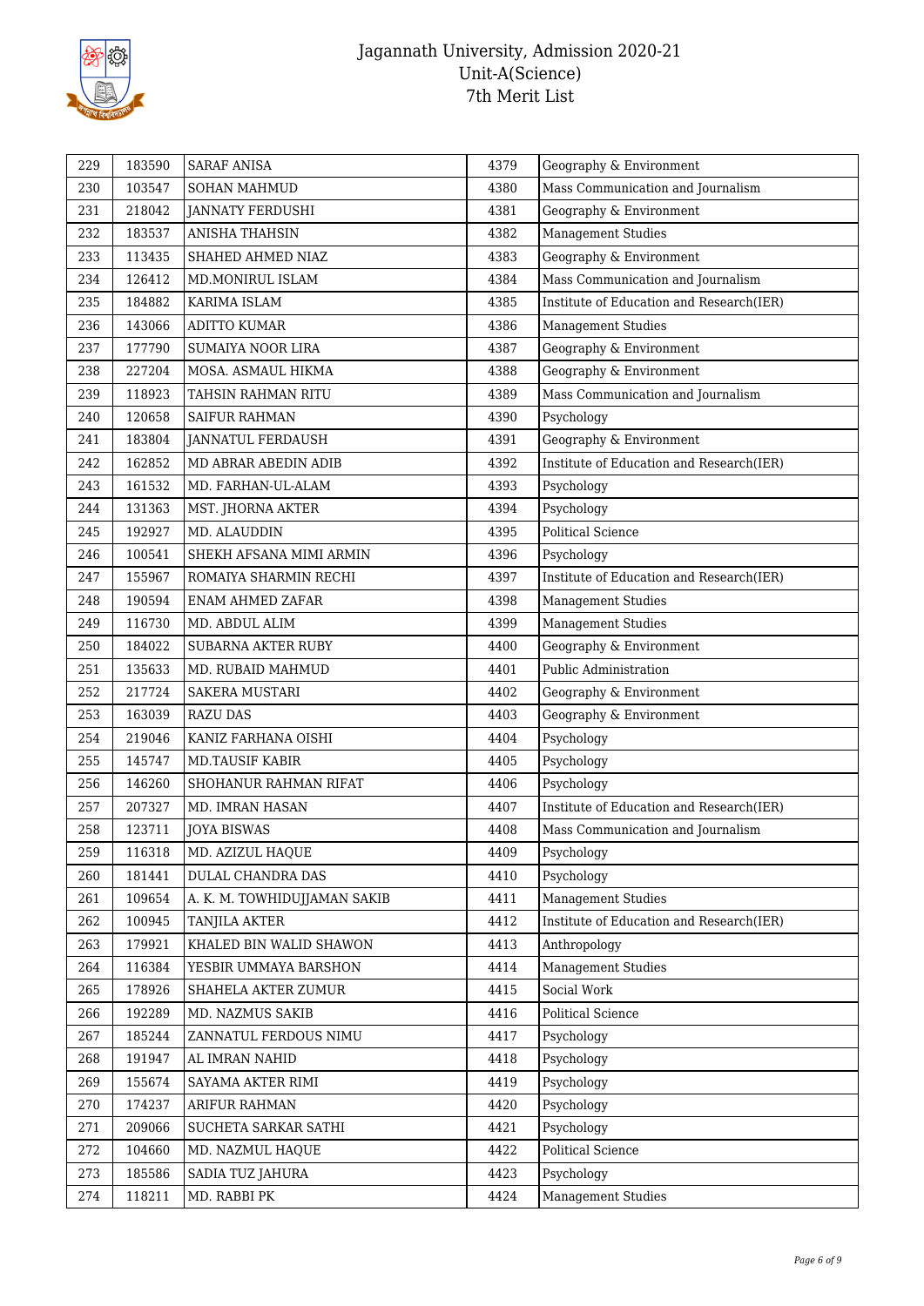| 229 | 183590 | SARAF ANISA | 4379 | Geography & Environment |
|---|---|---|---|---|
| 230 | 103547 | SOHAN MAHMUD | 4380 | Mass Communication and Journalism |
| 231 | 218042 | JANNATY FERDUSHI | 4381 | Geography & Environment |
| 232 | 183537 | ANISHA THAHSIN | 4382 | Management Studies |
| 233 | 113435 | SHAHED AHMED NIAZ | 4383 | Geography & Environment |
| 234 | 126412 | MD.MONIRUL ISLAM | 4384 | Mass Communication and Journalism |
| 235 | 184882 | KARIMA ISLAM | 4385 | Institute of Education and Research(IER) |
| 236 | 143066 | ADITTO KUMAR | 4386 | Management Studies |
| 237 | 177790 | SUMAIYA NOOR LIRA | 4387 | Geography & Environment |
| 238 | 227204 | MOSA. ASMAUL HIKMA | 4388 | Geography & Environment |
| 239 | 118923 | TAHSIN RAHMAN RITU | 4389 | Mass Communication and Journalism |
| 240 | 120658 | SAIFUR RAHMAN | 4390 | Psychology |
| 241 | 183804 | JANNATUL FERDAUSH | 4391 | Geography & Environment |
| 242 | 162852 | MD ABRAR ABEDIN ADIB | 4392 | Institute of Education and Research(IER) |
| 243 | 161532 | MD. FARHAN-UL-ALAM | 4393 | Psychology |
| 244 | 131363 | MST. JHORNA AKTER | 4394 | Psychology |
| 245 | 192927 | MD. ALAUDDIN | 4395 | Political Science |
| 246 | 100541 | SHEKH AFSANA MIMI ARMIN | 4396 | Psychology |
| 247 | 155967 | ROMAIYA SHARMIN RECHI | 4397 | Institute of Education and Research(IER) |
| 248 | 190594 | ENAM AHMED ZAFAR | 4398 | Management Studies |
| 249 | 116730 | MD. ABDUL ALIM | 4399 | Management Studies |
| 250 | 184022 | SUBARNA AKTER RUBY | 4400 | Geography & Environment |
| 251 | 135633 | MD. RUBAID MAHMUD | 4401 | Public Administration |
| 252 | 217724 | SAKERA MUSTARI | 4402 | Geography & Environment |
| 253 | 163039 | RAZU DAS | 4403 | Geography & Environment |
| 254 | 219046 | KANIZ FARHANA OISHI | 4404 | Psychology |
| 255 | 145747 | MD.TAUSIF KABIR | 4405 | Psychology |
| 256 | 146260 | SHOHANUR RAHMAN RIFAT | 4406 | Psychology |
| 257 | 207327 | MD. IMRAN HASAN | 4407 | Institute of Education and Research(IER) |
| 258 | 123711 | JOYA BISWAS | 4408 | Mass Communication and Journalism |
| 259 | 116318 | MD. AZIZUL HAQUE | 4409 | Psychology |
| 260 | 181441 | DULAL CHANDRA DAS | 4410 | Psychology |
| 261 | 109654 | A. K. M. TOWHIDUJJAMAN SAKIB | 4411 | Management Studies |
| 262 | 100945 | TANJILA AKTER | 4412 | Institute of Education and Research(IER) |
| 263 | 179921 | KHALED BIN WALID SHAWON | 4413 | Anthropology |
| 264 | 116384 | YESBIR UMMAYA BARSHON | 4414 | Management Studies |
| 265 | 178926 | SHAHELA AKTER ZUMUR | 4415 | Social Work |
| 266 | 192289 | MD. NAZMUS SAKIB | 4416 | Political Science |
| 267 | 185244 | ZANNATUL FERDOUS NIMU | 4417 | Psychology |
| 268 | 191947 | AL IMRAN NAHID | 4418 | Psychology |
| 269 | 155674 | SAYAMA AKTER RIMI | 4419 | Psychology |
| 270 | 174237 | ARIFUR RAHMAN | 4420 | Psychology |
| 271 | 209066 | SUCHETA SARKAR SATHI | 4421 | Psychology |
| 272 | 104660 | MD. NAZMUL HAQUE | 4422 | Political Science |
| 273 | 185586 | SADIA TUZ JAHURA | 4423 | Psychology |
| 274 | 118211 | MD. RABBI PK | 4424 | Management Studies |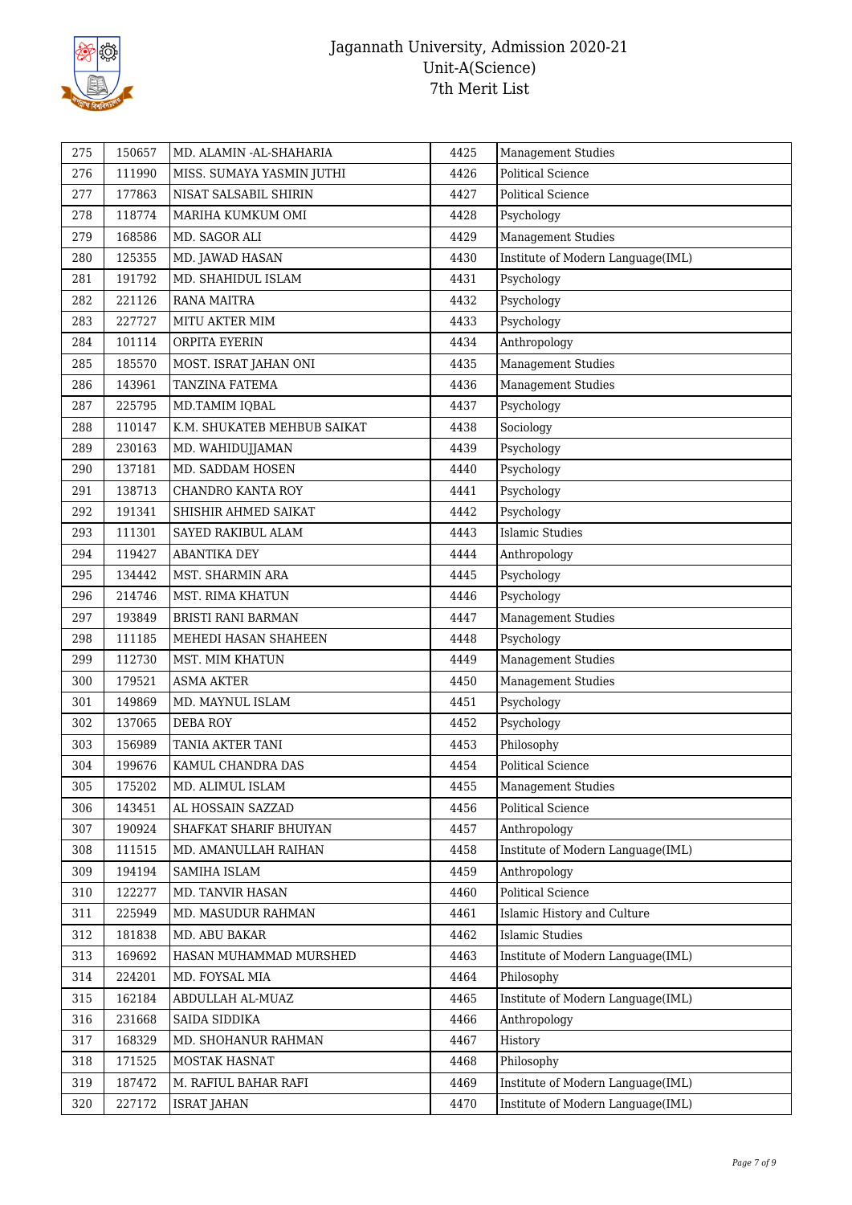| 275 | 150657 | MD. ALAMIN -AL-SHAHARIA | 4425 | Management Studies |
|---|---|---|---|---|
| 276 | 111990 | MISS. SUMAYA YASMIN JUTHI | 4426 | Political Science |
| 277 | 177863 | NISAT SALSABIL SHIRIN | 4427 | Political Science |
| 278 | 118774 | MARIHA KUMKUM OMI | 4428 | Psychology |
| 279 | 168586 | MD. SAGOR ALI | 4429 | Management Studies |
| 280 | 125355 | MD. JAWAD HASAN | 4430 | Institute of Modern Language(IML) |
| 281 | 191792 | MD. SHAHIDUL ISLAM | 4431 | Psychology |
| 282 | 221126 | RANA MAITRA | 4432 | Psychology |
| 283 | 227727 | MITU AKTER MIM | 4433 | Psychology |
| 284 | 101114 | ORPITA EYERIN | 4434 | Anthropology |
| 285 | 185570 | MOST. ISRAT JAHAN ONI | 4435 | Management Studies |
| 286 | 143961 | TANZINA FATEMA | 4436 | Management Studies |
| 287 | 225795 | MD.TAMIM IQBAL | 4437 | Psychology |
| 288 | 110147 | K.M. SHUKATEB MEHBUB SAIKAT | 4438 | Sociology |
| 289 | 230163 | MD. WAHIDUJJAMAN | 4439 | Psychology |
| 290 | 137181 | MD. SADDAM HOSEN | 4440 | Psychology |
| 291 | 138713 | CHANDRO KANTA ROY | 4441 | Psychology |
| 292 | 191341 | SHISHIR AHMED SAIKAT | 4442 | Psychology |
| 293 | 111301 | SAYED RAKIBUL ALAM | 4443 | Islamic Studies |
| 294 | 119427 | ABANTIKA DEY | 4444 | Anthropology |
| 295 | 134442 | MST. SHARMIN ARA | 4445 | Psychology |
| 296 | 214746 | MST. RIMA KHATUN | 4446 | Psychology |
| 297 | 193849 | BRISTI RANI BARMAN | 4447 | Management Studies |
| 298 | 111185 | MEHEDI HASAN SHAHEEN | 4448 | Psychology |
| 299 | 112730 | MST. MIM KHATUN | 4449 | Management Studies |
| 300 | 179521 | ASMA AKTER | 4450 | Management Studies |
| 301 | 149869 | MD. MAYNUL ISLAM | 4451 | Psychology |
| 302 | 137065 | DEBA ROY | 4452 | Psychology |
| 303 | 156989 | TANIA AKTER TANI | 4453 | Philosophy |
| 304 | 199676 | KAMUL CHANDRA DAS | 4454 | Political Science |
| 305 | 175202 | MD. ALIMUL ISLAM | 4455 | Management Studies |
| 306 | 143451 | AL HOSSAIN SAZZAD | 4456 | Political Science |
| 307 | 190924 | SHAFKAT SHARIF BHUIYAN | 4457 | Anthropology |
| 308 | 111515 | MD. AMANULLAH RAIHAN | 4458 | Institute of Modern Language(IML) |
| 309 | 194194 | SAMIHA ISLAM | 4459 | Anthropology |
| 310 | 122277 | MD. TANVIR HASAN | 4460 | Political Science |
| 311 | 225949 | MD. MASUDUR RAHMAN | 4461 | Islamic History and Culture |
| 312 | 181838 | MD. ABU BAKAR | 4462 | Islamic Studies |
| 313 | 169692 | HASAN MUHAMMAD MURSHED | 4463 | Institute of Modern Language(IML) |
| 314 | 224201 | MD. FOYSAL MIA | 4464 | Philosophy |
| 315 | 162184 | ABDULLAH AL-MUAZ | 4465 | Institute of Modern Language(IML) |
| 316 | 231668 | SAIDA SIDDIKA | 4466 | Anthropology |
| 317 | 168329 | MD. SHOHANUR RAHMAN | 4467 | History |
| 318 | 171525 | MOSTAK HASNAT | 4468 | Philosophy |
| 319 | 187472 | M. RAFIUL BAHAR RAFI | 4469 | Institute of Modern Language(IML) |
| 320 | 227172 | ISRAT JAHAN | 4470 | Institute of Modern Language(IML) |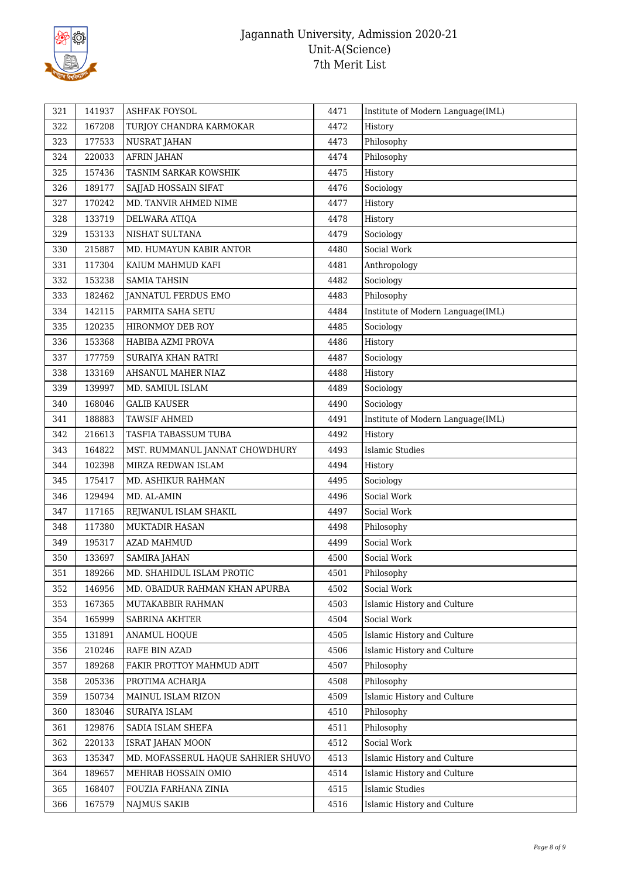| 321 | 141937 | ASHFAK FOYSOL | 4471 | Institute of Modern Language(IML) |
|---|---|---|---|---|
| 322 | 167208 | TURJOY CHANDRA KARMOKAR | 4472 | History |
| 323 | 177533 | NUSRAT JAHAN | 4473 | Philosophy |
| 324 | 220033 | AFRIN JAHAN | 4474 | Philosophy |
| 325 | 157436 | TASNIM SARKAR KOWSHIK | 4475 | History |
| 326 | 189177 | SAJJAD HOSSAIN SIFAT | 4476 | Sociology |
| 327 | 170242 | MD. TANVIR AHMED NIME | 4477 | History |
| 328 | 133719 | DELWARA ATIQA | 4478 | History |
| 329 | 153133 | NISHAT SULTANA | 4479 | Sociology |
| 330 | 215887 | MD. HUMAYUN KABIR ANTOR | 4480 | Social Work |
| 331 | 117304 | KAIUM MAHMUD KAFI | 4481 | Anthropology |
| 332 | 153238 | SAMIA TAHSIN | 4482 | Sociology |
| 333 | 182462 | JANNATUL FERDUS EMO | 4483 | Philosophy |
| 334 | 142115 | PARMITA SAHA SETU | 4484 | Institute of Modern Language(IML) |
| 335 | 120235 | HIRONMOY DEB ROY | 4485 | Sociology |
| 336 | 153368 | HABIBA AZMI PROVA | 4486 | History |
| 337 | 177759 | SURAIYA KHAN RATRI | 4487 | Sociology |
| 338 | 133169 | AHSANUL MAHER NIAZ | 4488 | History |
| 339 | 139997 | MD. SAMIUL ISLAM | 4489 | Sociology |
| 340 | 168046 | GALIB KAUSER | 4490 | Sociology |
| 341 | 188883 | TAWSIF AHMED | 4491 | Institute of Modern Language(IML) |
| 342 | 216613 | TASFIA TABASSUM TUBA | 4492 | History |
| 343 | 164822 | MST. RUMMANUL JANNAT CHOWDHURY | 4493 | Islamic Studies |
| 344 | 102398 | MIRZA REDWAN ISLAM | 4494 | History |
| 345 | 175417 | MD. ASHIKUR RAHMAN | 4495 | Sociology |
| 346 | 129494 | MD. AL-AMIN | 4496 | Social Work |
| 347 | 117165 | REJWANUL ISLAM SHAKIL | 4497 | Social Work |
| 348 | 117380 | MUKTADIR HASAN | 4498 | Philosophy |
| 349 | 195317 | AZAD MAHMUD | 4499 | Social Work |
| 350 | 133697 | SAMIRA JAHAN | 4500 | Social Work |
| 351 | 189266 | MD. SHAHIDUL ISLAM PROTIC | 4501 | Philosophy |
| 352 | 146956 | MD. OBAIDUR RAHMAN KHAN APURBA | 4502 | Social Work |
| 353 | 167365 | MUTAKABBIR RAHMAN | 4503 | Islamic History and Culture |
| 354 | 165999 | SABRINA AKHTER | 4504 | Social Work |
| 355 | 131891 | ANAMUL HOQUE | 4505 | Islamic History and Culture |
| 356 | 210246 | RAFE BIN AZAD | 4506 | Islamic History and Culture |
| 357 | 189268 | FAKIR PROTTOY MAHMUD ADIT | 4507 | Philosophy |
| 358 | 205336 | PROTIMA ACHARJA | 4508 | Philosophy |
| 359 | 150734 | MAINUL ISLAM RIZON | 4509 | Islamic History and Culture |
| 360 | 183046 | SURAIYA ISLAM | 4510 | Philosophy |
| 361 | 129876 | SADIA ISLAM SHEFA | 4511 | Philosophy |
| 362 | 220133 | ISRAT JAHAN MOON | 4512 | Social Work |
| 363 | 135347 | MD. MOFASSERUL HAQUE SAHRIER SHUVO | 4513 | Islamic History and Culture |
| 364 | 189657 | MEHRAB HOSSAIN OMIO | 4514 | Islamic History and Culture |
| 365 | 168407 | FOUZIA FARHANA ZINIA | 4515 | Islamic Studies |
| 366 | 167579 | NAJMUS SAKIB | 4516 | Islamic History and Culture |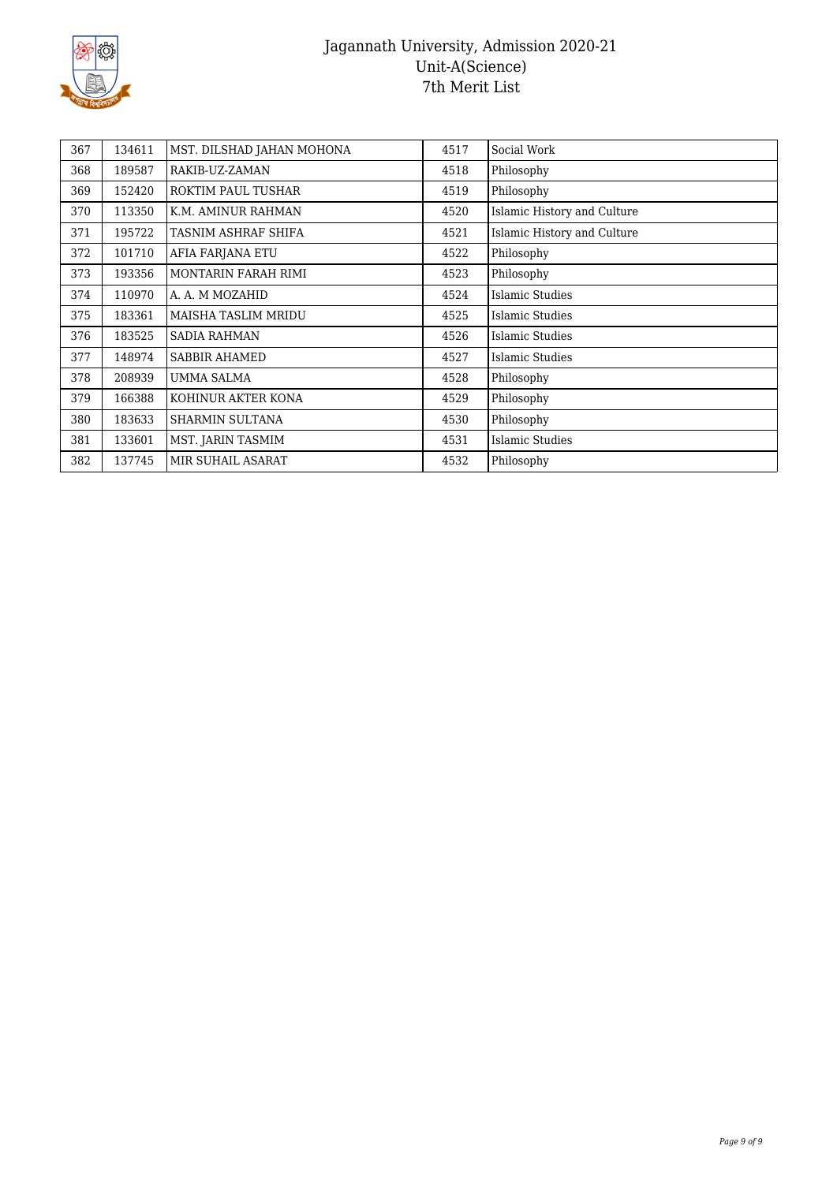| | | | | |
|---|---|---|---|---|
| 367 | 134611 | MST. DILSHAD JAHAN MOHONA | 4517 | Social Work |
| 368 | 189587 | RAKIB-UZ-ZAMAN | 4518 | Philosophy |
| 369 | 152420 | ROKTIM PAUL TUSHAR | 4519 | Philosophy |
| 370 | 113350 | K.M. AMINUR RAHMAN | 4520 | Islamic History and Culture |
| 371 | 195722 | TASNIM ASHRAF SHIFA | 4521 | Islamic History and Culture |
| 372 | 101710 | AFIA FARJANA ETU | 4522 | Philosophy |
| 373 | 193356 | MONTARIN FARAH RIMI | 4523 | Philosophy |
| 374 | 110970 | A. A. M MOZAHID | 4524 | Islamic Studies |
| 375 | 183361 | MAISHA TASLIM MRIDU | 4525 | Islamic Studies |
| 376 | 183525 | SADIA RAHMAN | 4526 | Islamic Studies |
| 377 | 148974 | SABBIR AHAMED | 4527 | Islamic Studies |
| 378 | 208939 | UMMA SALMA | 4528 | Philosophy |
| 379 | 166388 | KOHINUR AKTER KONA | 4529 | Philosophy |
| 380 | 183633 | SHARMIN SULTANA | 4530 | Philosophy |
| 381 | 133601 | MST. JARIN TASMIM | 4531 | Islamic Studies |
| 382 | 137745 | MIR SUHAIL ASARAT | 4532 | Philosophy |